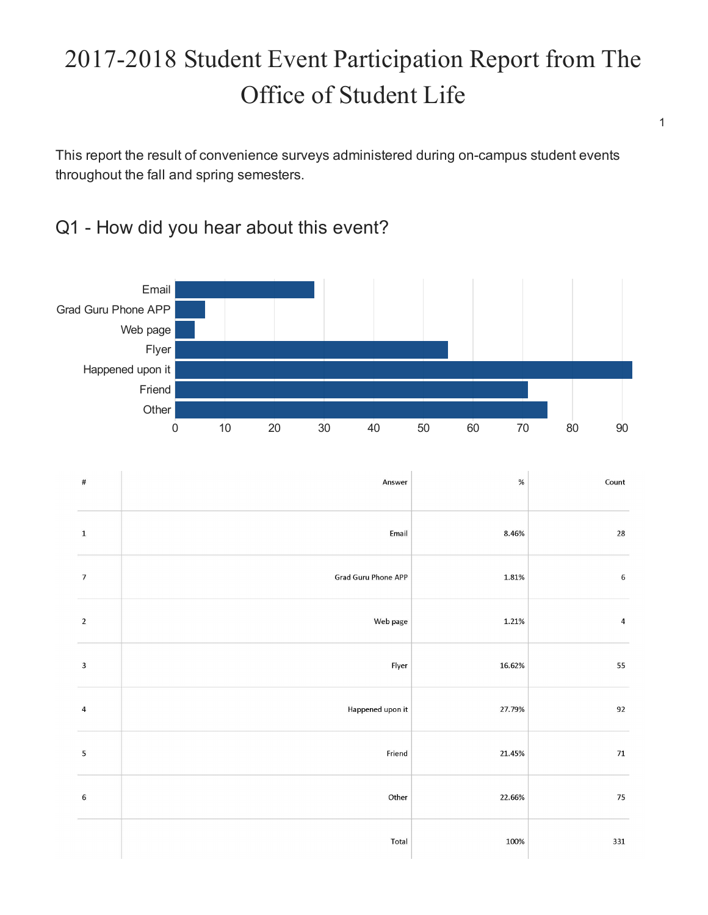# 2017-2018 Student Event Participation Report from The Office of Student Life

This report the result of convenience surveys administered during on-campus student events throughout the fall and spring semesters.

## Q1 - How did you hear about this event?

Email
Grad Guru Phone APP
Web page
Flyer
Happened upon it
Friend
Other

0 10 20 30 40 50 60 70 80 90

| # | Answer | % | Count |
|---|---|---|---|
| 1 | Email | 8.46% | 28 |
| 7 | Grad Guru Phone APP | 1.81% | 6 |
| 2 | Web page | 1.21% | 4 |
| 3 | Flyer | 16.62% | 55 |
| 4 | Happened upon it | 27.79% | 92 |
| 5 | Friend | 21.45% | 71 |
| 6 | Other | 22.66% | 75 |
| | Total | 100% | 331 |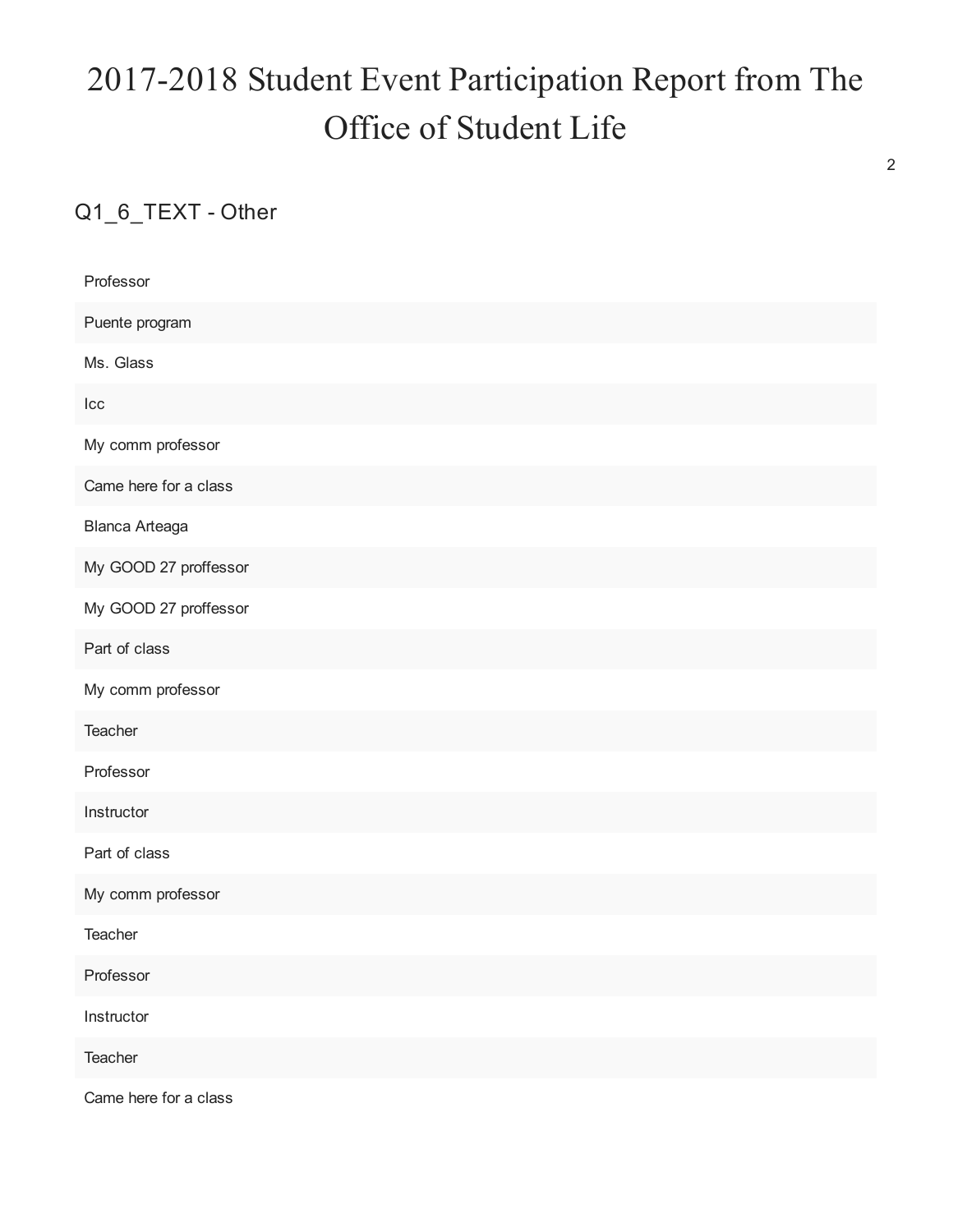# 2017-2018 Student Event Participation Report from The Office of Student Life

## Q1_6_TEXT - Other

| |
|---|
| Professor |
| Puente program |
| Ms. Glass |
| Icc |
| My comm professor |
| Came here for a class |
| Blanca Arteaga |
| My GOOD 27 proffessor |
| My GOOD 27 proffessor |
| Part of class |
| My comm professor |
| Teacher |
| Professor |
| Instructor |
| Part of class |
| My comm professor |
| Teacher |
| Professor |
| Instructor |
| Teacher |
| Came here for a class |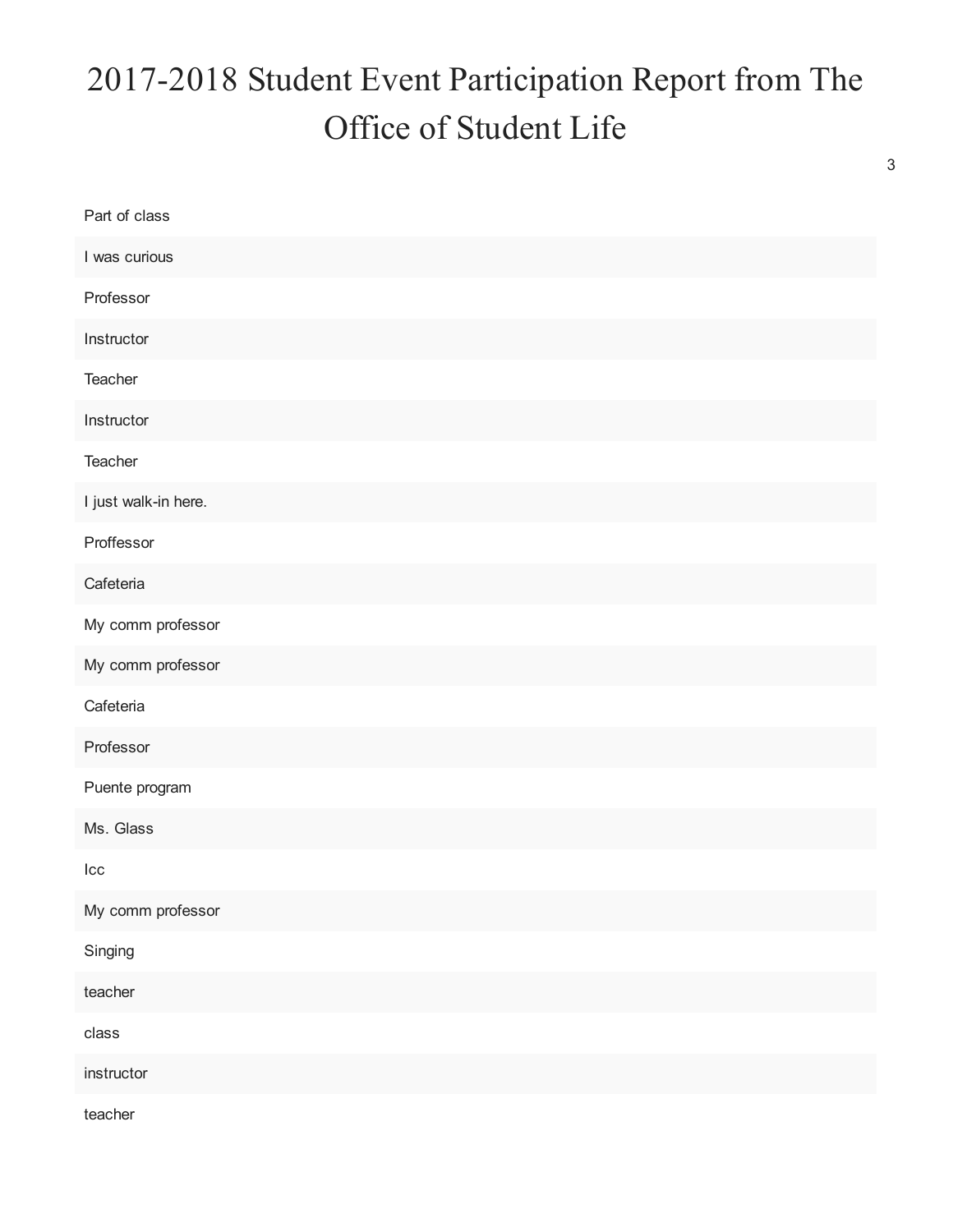# 2017-2018 Student Event Participation Report from The Office of Student Life

| |
|---|
| Part of class |
| I was curious |
| Professor |
| Instructor |
| Teacher |
| Instructor |
| Teacher |
| I just walk-in here. |
| Proffessor |
| Cafeteria |
| My comm professor |
| My comm professor |
| Cafeteria |
| Professor |
| Puente program |
| Ms. Glass |
| Icc |
| My comm professor |
| Singing |
| teacher |
| class |
| instructor |
| teacher |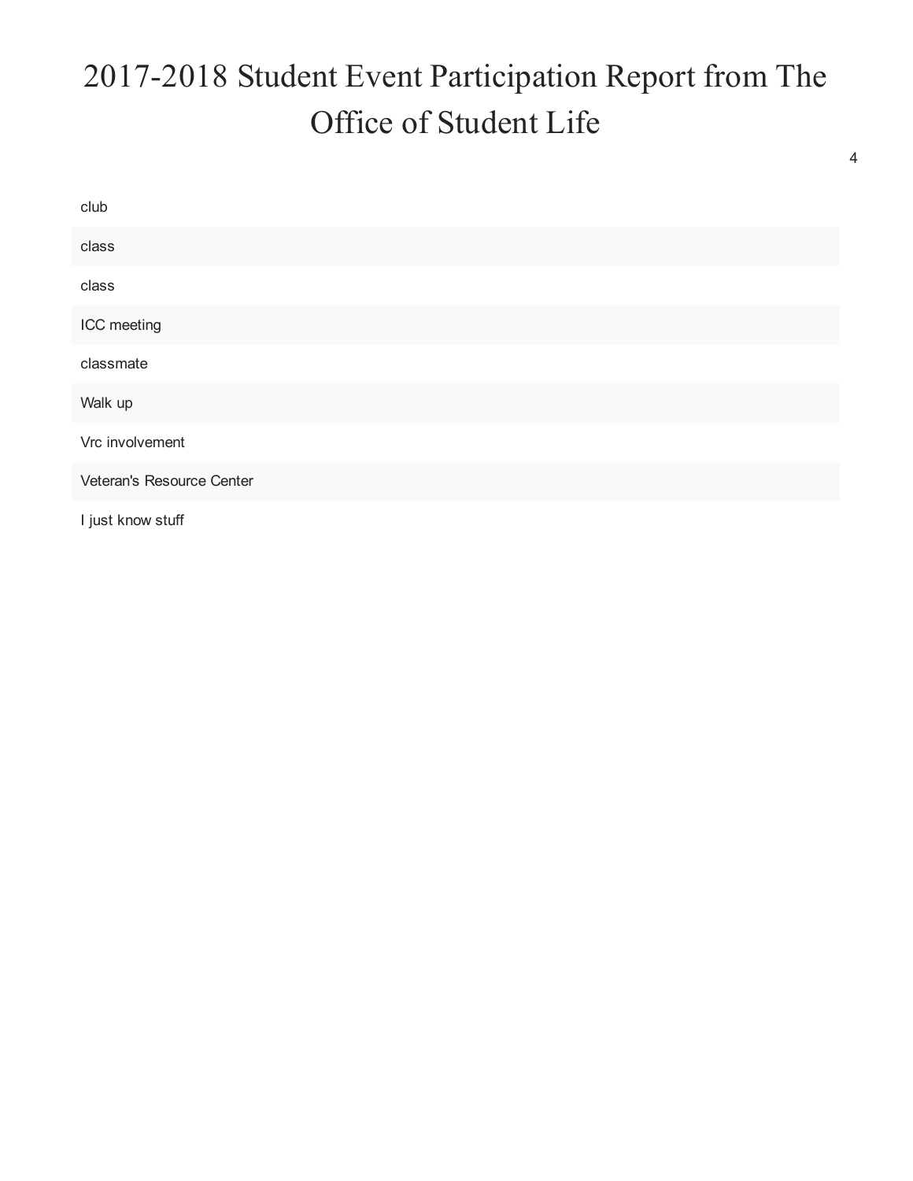# 2017-2018 Student Event Participation Report from The Office of Student Life

| |
|---|
| club |
| class |
| class |
| ICC meeting |
| classmate |
| Walk up |
| Vrc involvement |
| Veteran's Resource Center |
| I just know stuff |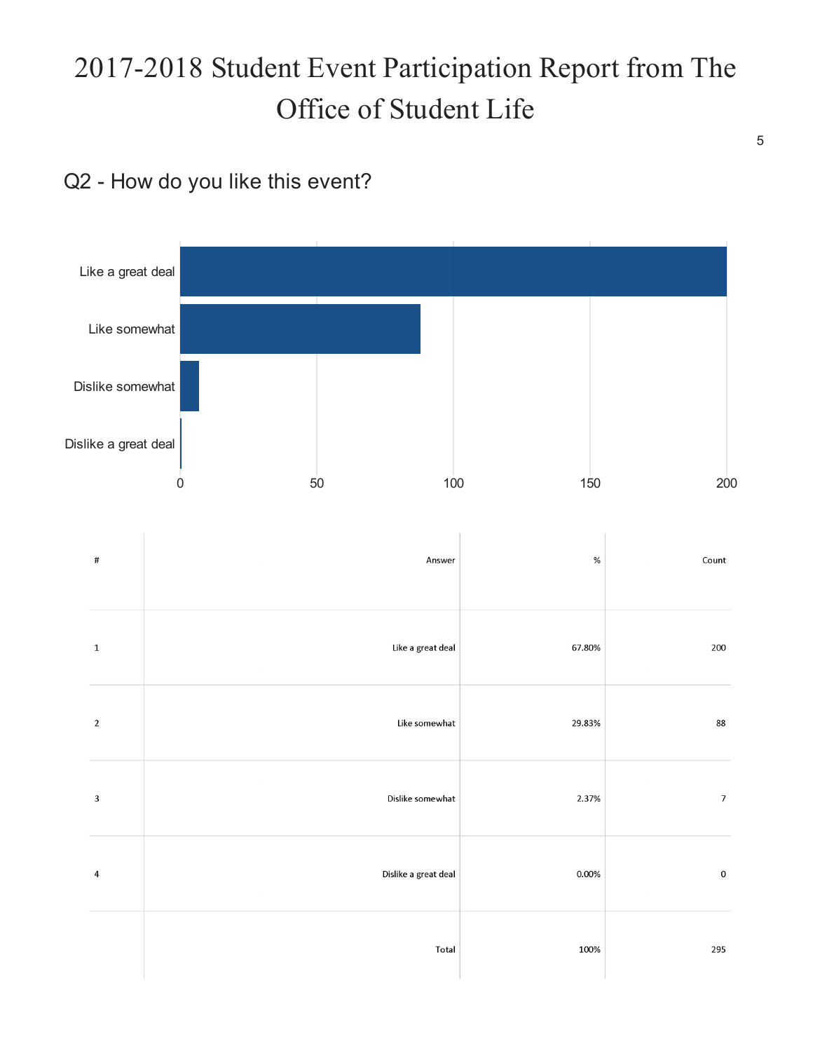# 2017-2018 Student Event Participation Report from The Office of Student Life

## Q2 - How do you like this event?

Like a great deal

Like somewhat

Dislike somewhat

Dislike a great deal

0 50 100 150 200

| # | Answer | % | Count |
|---|---|---|---|
| 1 | Like a great deal | 67.80% | 200 |
| 2 | Like somewhat | 29.83% | 88 |
| 3 | Dislike somewhat | 2.37% | 7 |
| 4 | Dislike a great deal | 0.00% | 0 |
| | Total | 100% | 295 |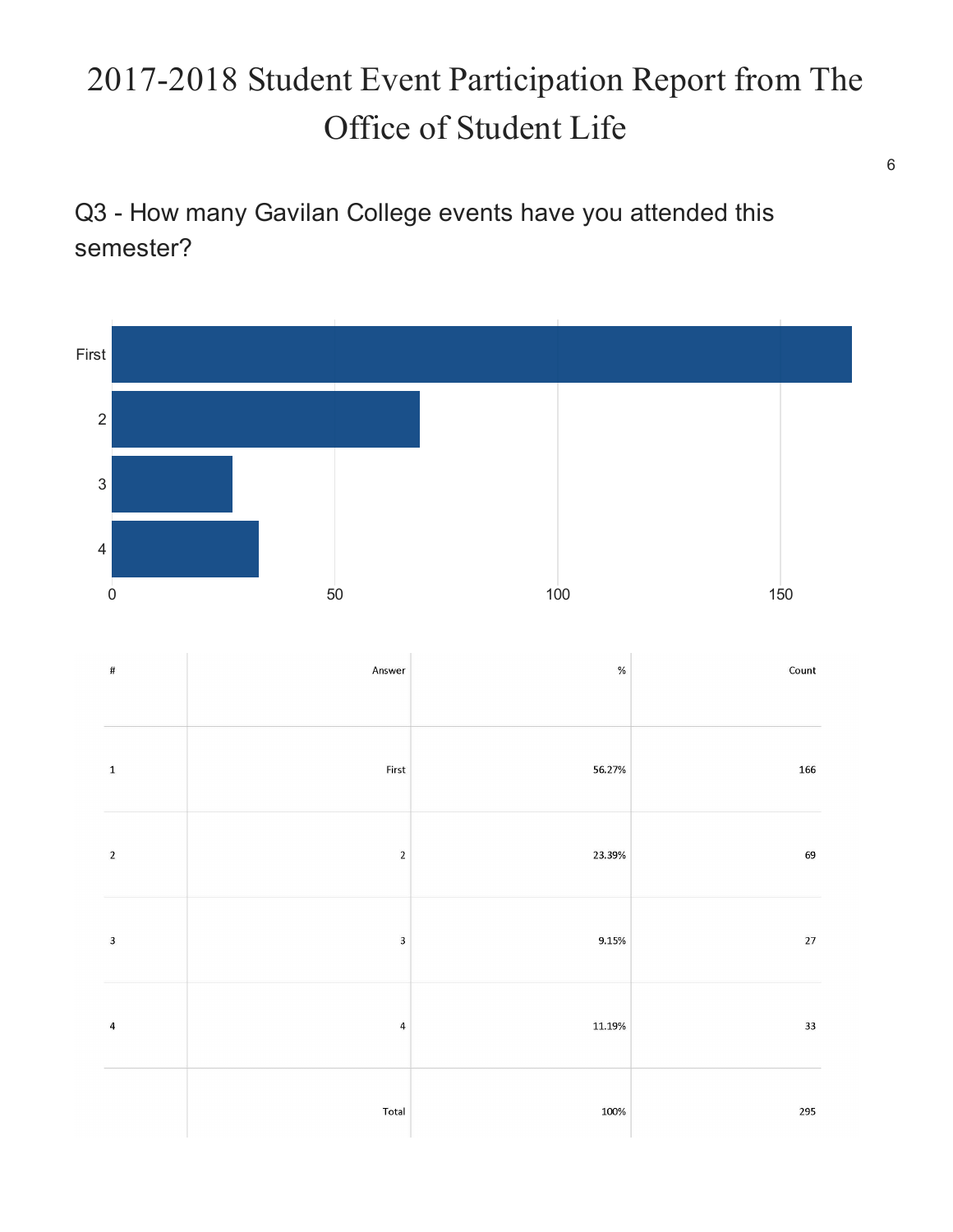# 2017-2018 Student Event Participation Report from The Office of Student Life

## Q3 - How many Gavilan College events have you attended this semester?

First

2

3

4

0

50

100

150

| # | Answer | % | Count |
|---|---|---|---|
| 1 | First | 56.27% | 166 |
| 2 | 2 | 23.39% | 69 |
| 3 | 3 | 9.15% | 27 |
| 4 | 4 | 11.19% | 33 |
| | Total | 100% | 295 |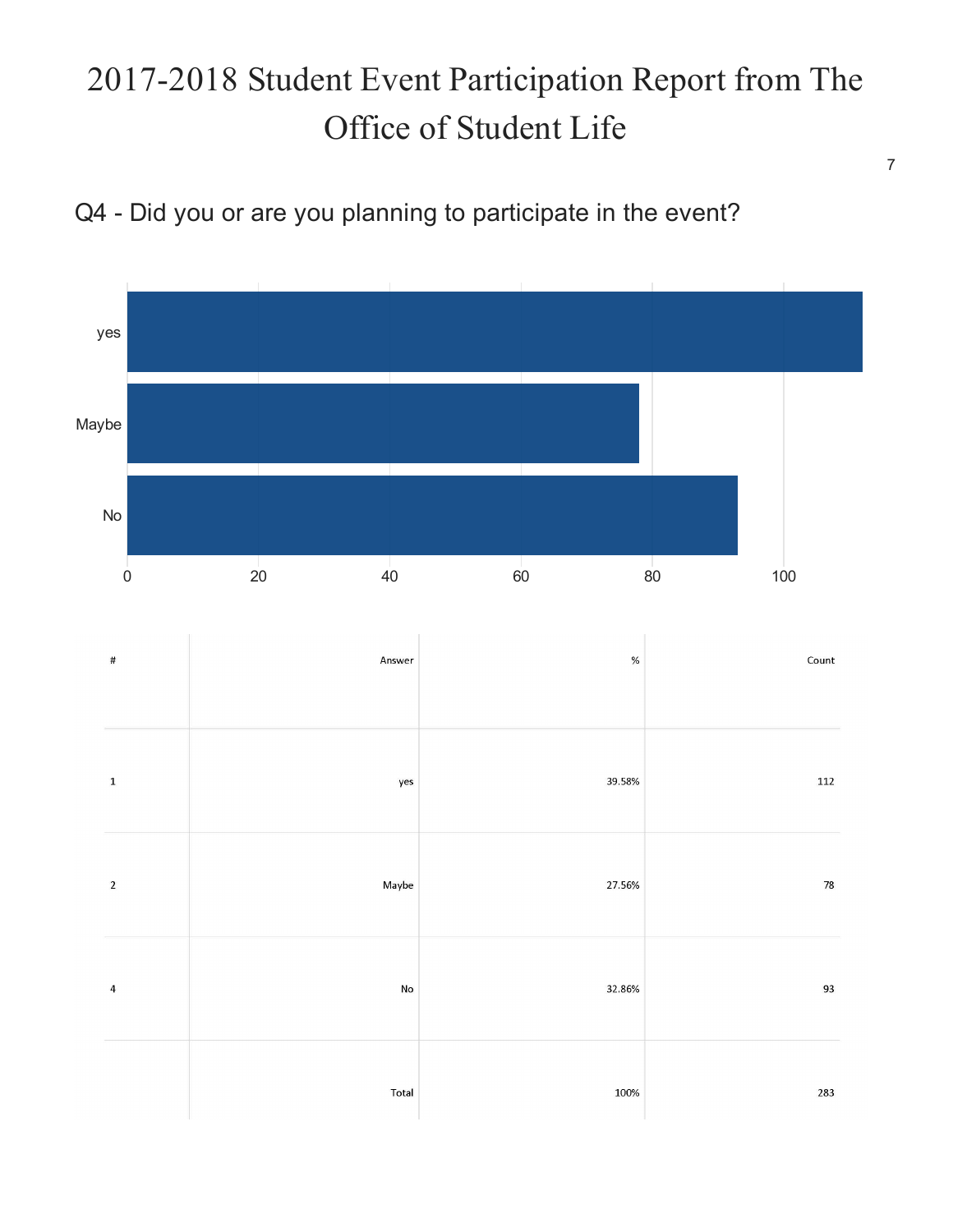# 2017-2018 Student Event Participation Report from The Office of Student Life

## Q4 - Did you or are you planning to participate in the event?

yes
Maybe
No
0
20
40
60
80
100

| # | Answer | % | Count |
|---|---|---|---|
| 1 | yes | 39.58% | 112 |
| 2 | Maybe | 27.56% | 78 |
| 4 | No | 32.86% | 93 |
| | Total | 100% | 283 |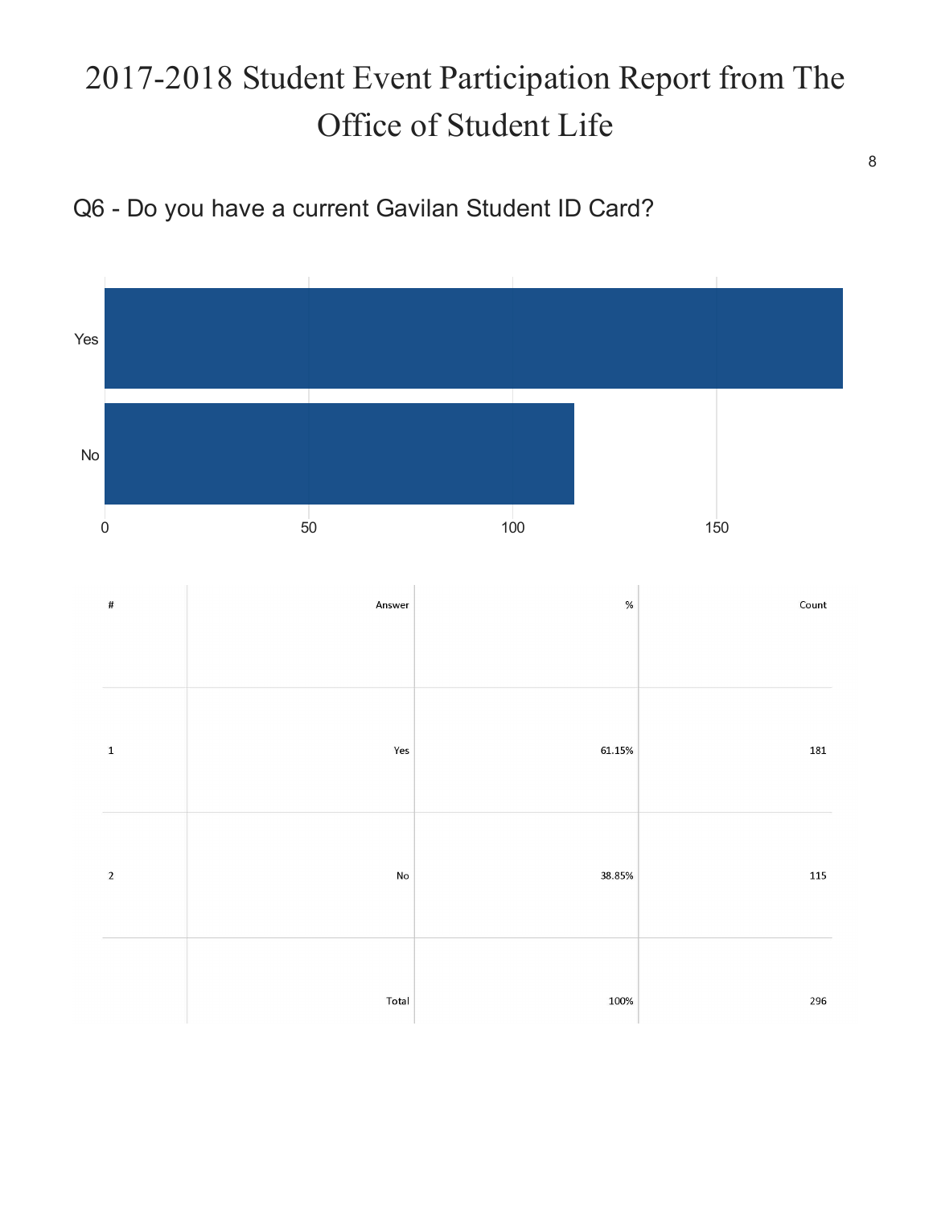# 2017-2018 Student Event Participation Report from The Office of Student Life

## Q6 - Do you have a current Gavilan Student ID Card?

Yes

No

0
50
100
150

| # | Answer | % | Count |
|---|---|---|---|
| 1 | Yes | 61.15% | 181 |
| 2 | No | 38.85% | 115 |
| | Total | 100% | 296 |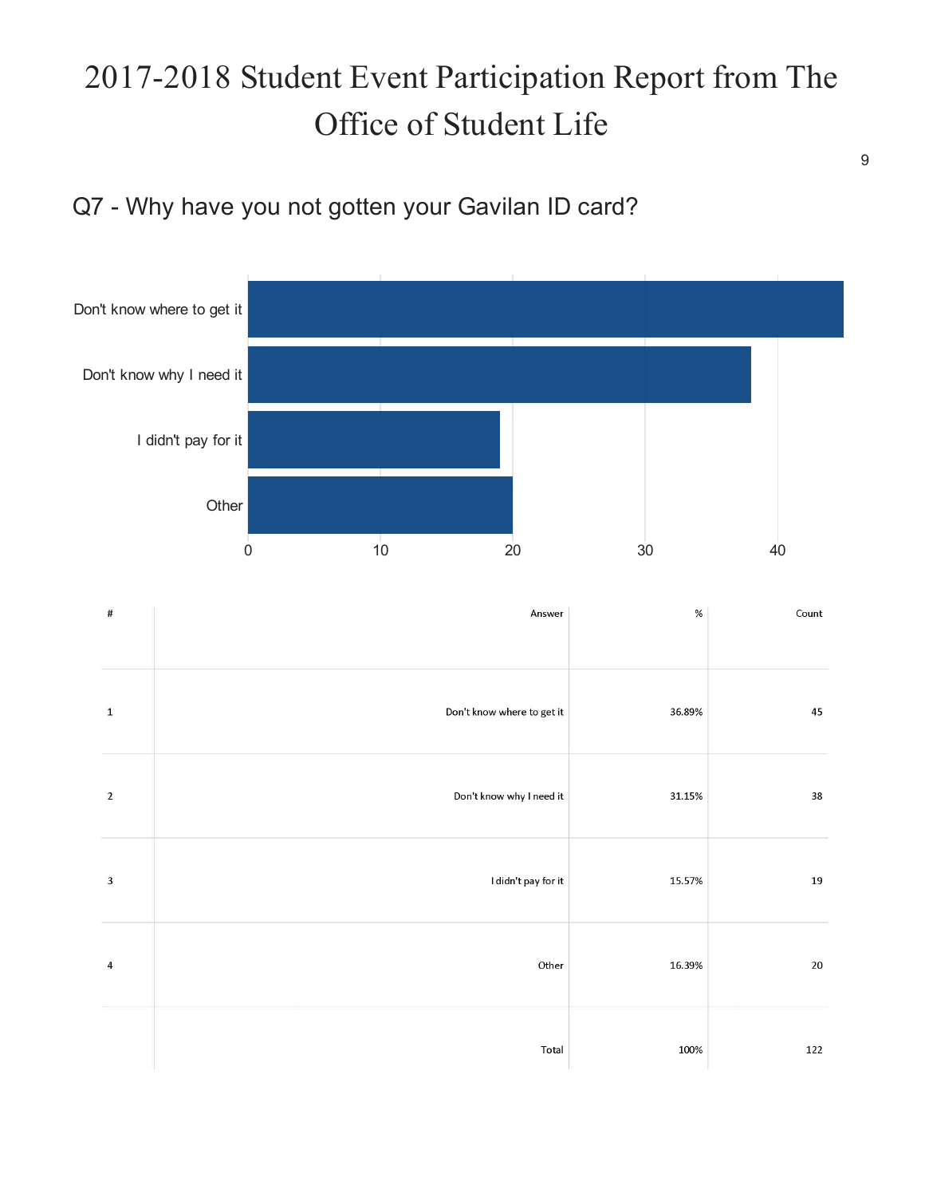# 2017-2018 Student Event Participation Report from The Office of Student Life

## Q7 - Why have you not gotten your Gavilan ID card?

| # | Answer | % | Count |
|---|---|---|---|
| 1 | Don't know where to get it | 36.89% | 45 |
| 2 | Don't know why I need it | 31.15% | 38 |
| 3 | I didn't pay for it | 15.57% | 19 |
| 4 | Other | 16.39% | 20 |
| | Total | 100% | 122 |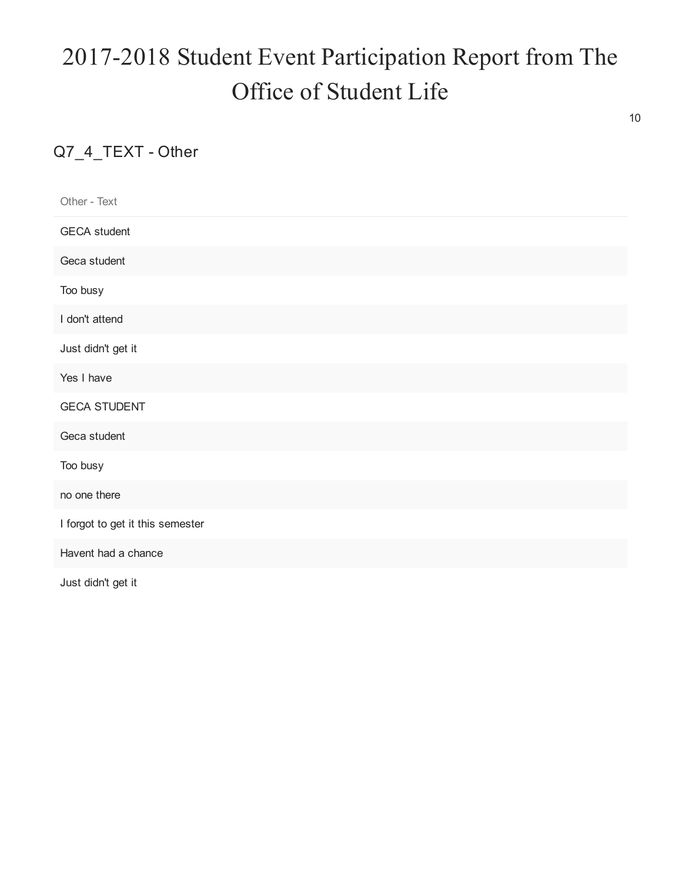# 2017-2018 Student Event Participation Report from The Office of Student Life

## Q7_4_TEXT - Other

| Other - Text |
| --- |
| GECA student |
| Geca student |
| Too busy |
| I don't attend |
| Just didn't get it |
| Yes I have |
| GECA STUDENT |
| Geca student |
| Too busy |
| no one there |
| I forgot to get it this semester |
| Havent had a chance |
| Just didn't get it |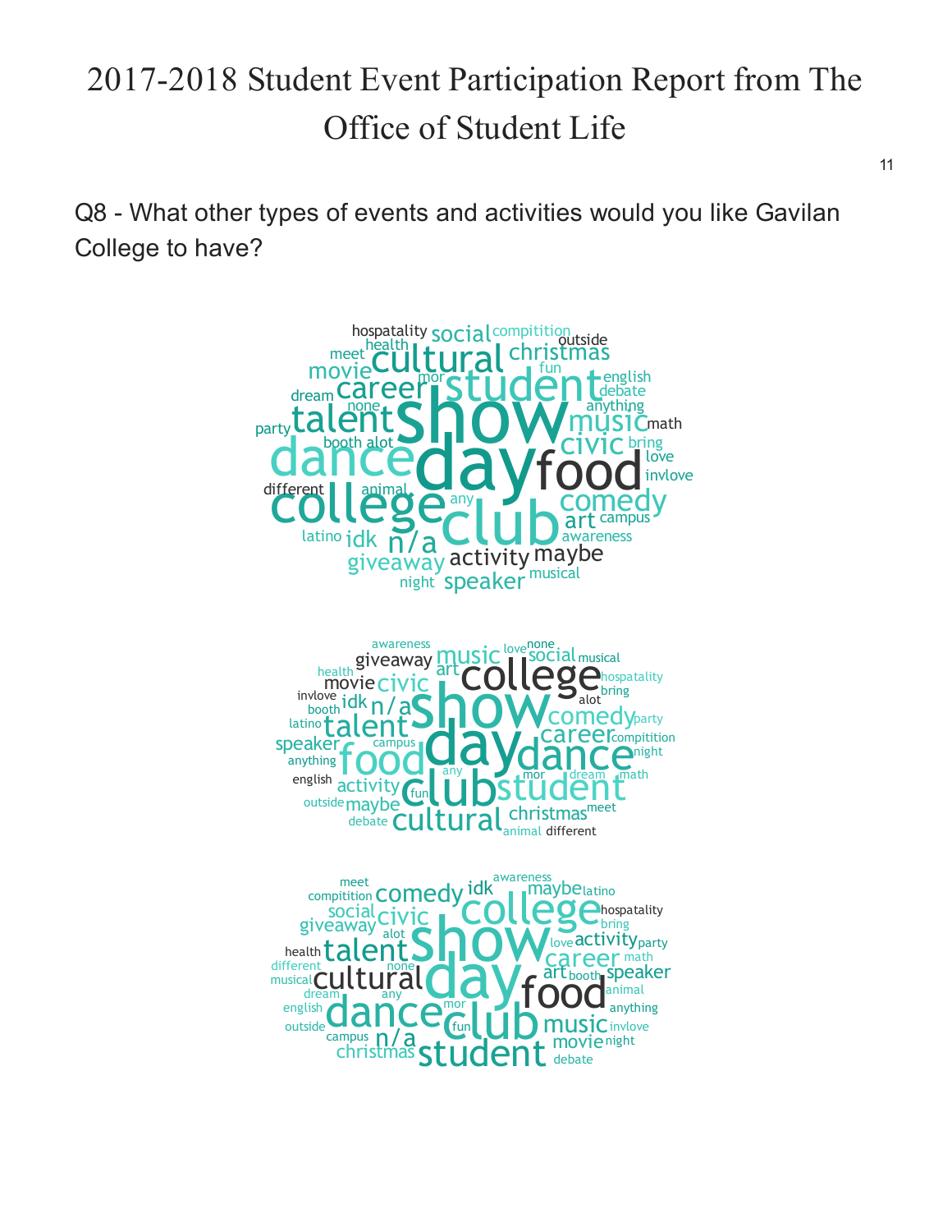# 2017-2018 Student Event Participation Report from The Office of Student Life

Q8 - What other types of events and activities would you like Gavilan College to have?

hospatality social compitition outside health cultural christmas meet movie mor student fun english dream career debate none show anything party talent music math booth alot civic bring dance day food love different college animal comedy invlove any club art campus latino idk n/a awareness giveaway activity maybe night speaker musical

awareness love none giveaway music social musical health art college hospatality movie civic bring invlove alot booth idk n/a show latino talent comedy party campus career compitition speaker food day dance night anything any english mor dream math activity fun club student outside maybe christmas meet debate cultural animal different

meet awareness compitition comedy idk maybe latino social college hospatality giveaway civic bring alot show love activity party health talent career math different none art booth speaker musical cultural day food animal dream any anything english mor dance club invlove outside fun music campus n/a movie night christmas student debate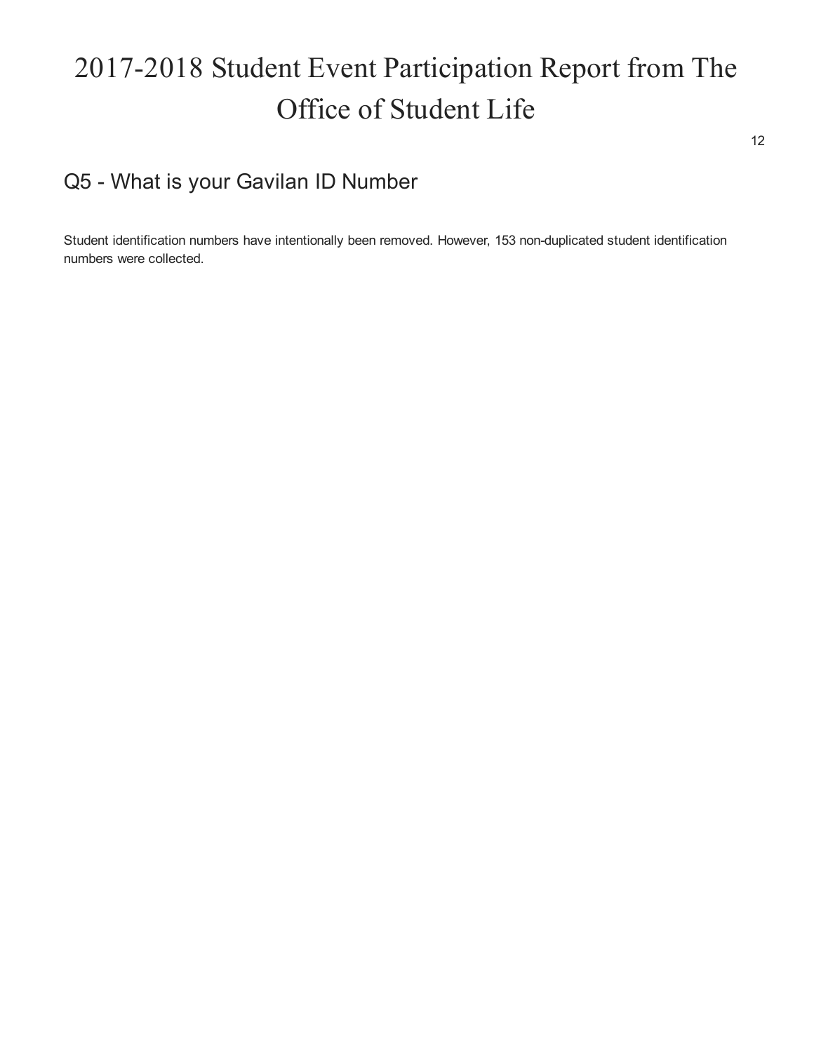# 2017-2018 Student Event Participation Report from The Office of Student Life

## Q5 - What is your Gavilan ID Number

Student identification numbers have intentionally been removed. However, 153 non-duplicated student identification numbers were collected.